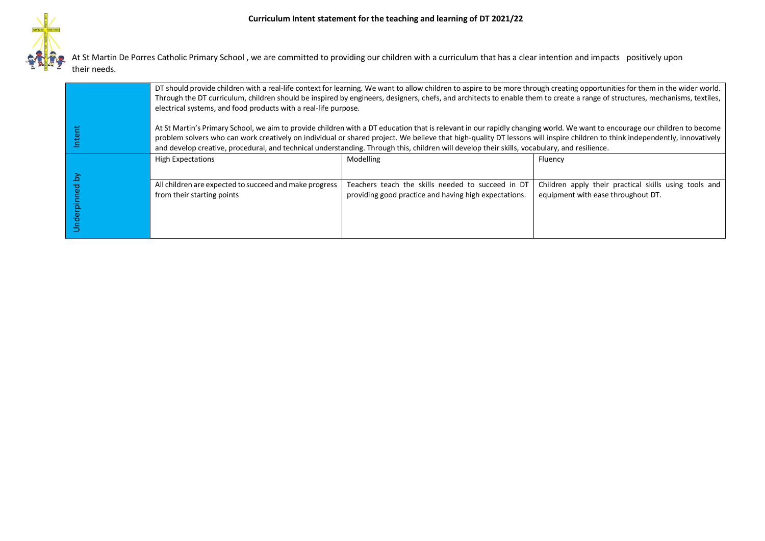# Curriculum Intent statement for the teaching and learning of DT 2021/22

At St Martin De Porres Catholic Primary School , we are committed to providing our children with a curriculum that has a clear intention and impacts positively upon their needs.

| | | | |
|---|---|---|---|
| Intent | DT should provide children with a real-life context for learning. We want to allow children to aspire to be more through creating opportunities for them in the wider world. Through the DT curriculum, children should be inspired by engineers, designers, chefs, and architects to enable them to create a range of structures, mechanisms, textiles, electrical systems, and food products with a real-life purpose.<br><br>At St Martin's Primary School, we aim to provide children with a DT education that is relevant in our rapidly changing world. We want to encourage our children to become problem solvers who can work creatively on individual or shared project. We believe that high-quality DT lessons will inspire children to think independently, innovatively and develop creative, procedural, and technical understanding. Through this, children will develop their skills, vocabulary, and resilience. | | |
| Underpinned by | High Expectations | Modelling | Fluency |
| | All children are expected to succeed and make progress from their starting points | Teachers teach the skills needed to succeed in DT providing good practice and having high expectations. | Children apply their practical skills using tools and equipment with ease throughout DT. |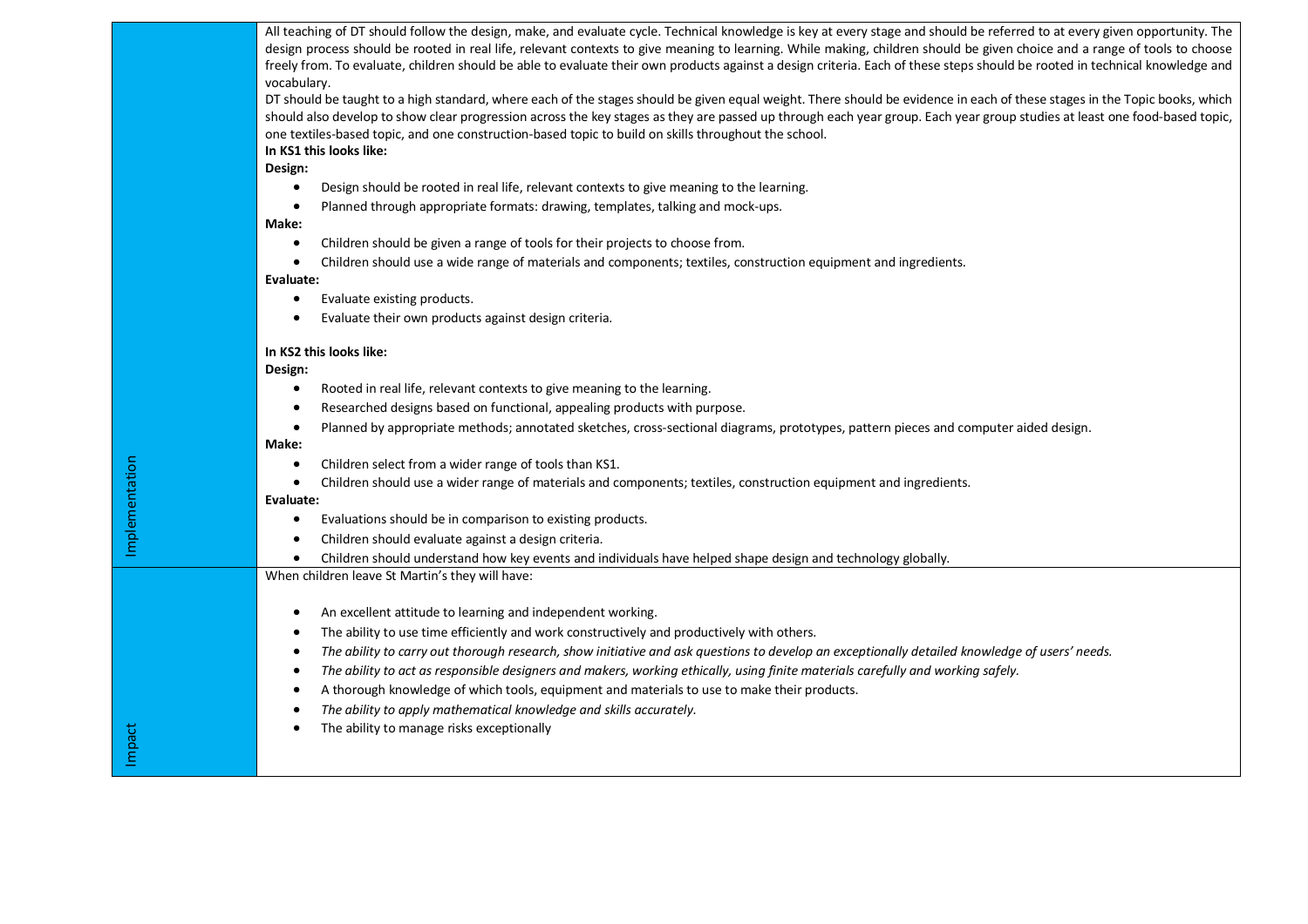| | |
|---|---|
| Implementation | All teaching of DT should follow the design, make, and evaluate cycle. Technical knowledge is key at every stage and should be referred to at every given opportunity. The design process should be rooted in real life, relevant contexts to give meaning to learning. While making, children should be given choice and a range of tools to choose freely from. To evaluate, children should be able to evaluate their own products against a design criteria. Each of these steps should be rooted in technical knowledge and vocabulary.<br>DT should be taught to a high standard, where each of the stages should be given equal weight. There should be evidence in each of these stages in the Topic books, which should also develop to show clear progression across the key stages as they are passed up through each year group. Each year group studies at least one food-based topic, one textiles-based topic, and one construction-based topic to build on skills throughout the school.<br>**In KS1 this looks like:**<br>**Design:**<br>• Design should be rooted in real life, relevant contexts to give meaning to the learning.<br>• Planned through appropriate formats: drawing, templates, talking and mock-ups.<br>**Make:**<br>• Children should be given a range of tools for their projects to choose from.<br>• Children should use a wide range of materials and components; textiles, construction equipment and ingredients.<br>**Evaluate:**<br>• Evaluate existing products.<br>• Evaluate their own products against design criteria.<br><br>**In KS2 this looks like:**<br>**Design:**<br>• Rooted in real life, relevant contexts to give meaning to the learning.<br>• Researched designs based on functional, appealing products with purpose.<br>• Planned by appropriate methods; annotated sketches, cross-sectional diagrams, prototypes, pattern pieces and computer aided design.<br>**Make:**<br>• Children select from a wider range of tools than KS1.<br>• Children should use a wider range of materials and components; textiles, construction equipment and ingredients.<br>**Evaluate:**<br>• Evaluations should be in comparison to existing products.<br>• Children should evaluate against a design criteria.<br>• Children should understand how key events and individuals have helped shape design and technology globally. |
| Impact | When children leave St Martin's they will have:<br><br>• An excellent attitude to learning and independent working.<br>• The ability to use time efficiently and work constructively and productively with others.<br>• *The ability to carry out thorough research, show initiative and ask questions to develop an exceptionally detailed knowledge of users' needs.*<br>• *The ability to act as responsible designers and makers, working ethically, using finite materials carefully and working safely.*<br>• A thorough knowledge of which tools, equipment and materials to use to make their products.<br>• *The ability to apply mathematical knowledge and skills accurately.*<br>• The ability to manage risks exceptionally |